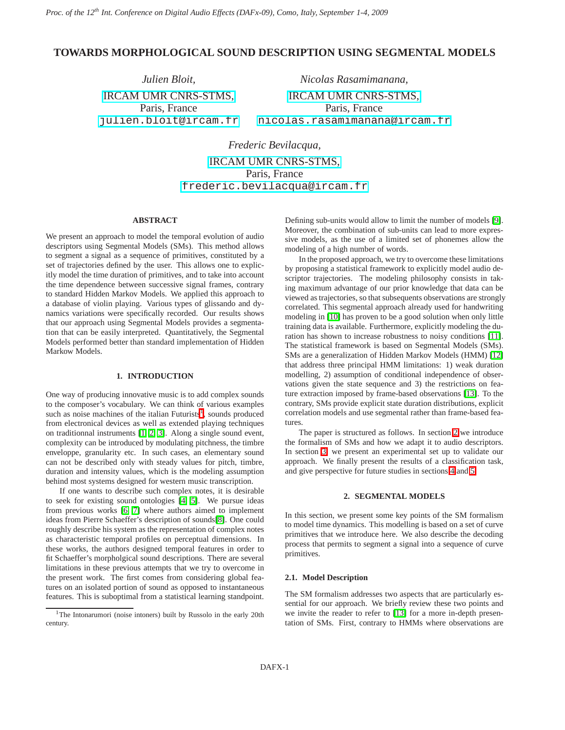# TOWARDS MORPHOLOGICAL SOUND DESCRIPTION USING SEGMENTAL MODELS

*Julien Bloit,*

IRCAM UMR CNRS-STMS,
Paris, France
julien.bloit@ircam.fr

*Nicolas Rasamimanana,*

IRCAM UMR CNRS-STMS,
Paris, France
nicolas.rasamimanana@ircam.fr

*Frederic Bevilacqua,*

IRCAM UMR CNRS-STMS,
Paris, France
frederic.bevilacqua@ircam.fr

## ABSTRACT

We present an approach to model the temporal evolution of audio descriptors using Segmental Models (SMs). This method allows to segment a signal as a sequence of primitives, constituted by a set of trajectories defined by the user. This allows one to explicitly model the time duration of primitives, and to take into account the time dependence between successive signal frames, contrary to standard Hidden Markov Models. We applied this approach to a database of violin playing. Various types of glissando and dynamics variations were specifically recorded. Our results shows that our approach using Segmental Models provides a segmentation that can be easily interpreted. Quantitatively, the Segmental Models performed better than standard implementation of Hidden Markow Models.

## 1. INTRODUCTION

One way of producing innovative music is to add complex sounds to the composer's vocabulary. We can think of various examples such as noise machines of the italian Futurists[1], sounds produced from electronical devices as well as extended playing techniques on traditionnal instruments [1, 2, 3]. Along a single sound event, complexity can be introduced by modulating pitchness, the timbre enveloppe, granularity etc. In such cases, an elementary sound can not be described only with steady values for pitch, timbre, duration and intensity values, which is the modeling assumption behind most systems designed for western music transcription.

If one wants to describe such complex notes, it is desirable to seek for existing sound ontologies [4, 5]. We pursue ideas from previous works [6, 7] where authors aimed to implement ideas from Pierre Schaeffer's description of sounds[8]. One could roughly describe his system as the representation of complex notes as characteristic temporal profiles on perceptual dimensions. In these works, the authors designed temporal features in order to fit Schaeffer's morpholgical sound descriptions. There are several limitations in these previous attempts that we try to overcome in the present work. The first comes from considering global features on an isolated portion of sound as opposed to instantaneous features. This is suboptimal from a statistical learning standpoint. Defining sub-units would allow to limit the number of models [9]. Moreover, the combination of sub-units can lead to more expressive models, as the use of a limited set of phonemes allow the modeling of a high number of words.

In the proposed approach, we try to overcome these limitations by proposing a statistical framework to explicitly model audio descriptor trajectories. The modeling philosophy consists in taking maximum advantage of our prior knowledge that data can be viewed as trajectories, so that subsequents observations are strongly correlated. This segmental approach already used for handwriting modeling in [10] has proven to be a good solution when only little training data is available. Furthermore, explicitly modeling the duration has shown to increase robustness to noisy conditions [11]. The statistical framework is based on Segmental Models (SMs). SMs are a generalization of Hidden Markov Models (HMM) [12] that address three principal HMM limitations: 1) weak duration modelling, 2) assumption of conditional independence of observations given the state sequence and 3) the restrictions on feature extraction imposed by frame-based observations [13]. To the contrary, SMs provide explicit state duration distributions, explicit correlation models and use segmental rather than frame-based features.

The paper is structured as follows. In section 2 we introduce the formalism of SMs and how we adapt it to audio descriptors. In section 3 we present an experimental set up to validate our approach. We finally present the results of a classification task, and give perspective for future studies in sections 4 and 5.

## 2. SEGMENTAL MODELS

In this section, we present some key points of the SM formalism to model time dynamics. This modelling is based on a set of curve primitives that we introduce here. We also describe the decoding process that permits to segment a signal into a sequence of curve primitives.

### 2.1. Model Description

The SM formalism addresses two aspects that are particularly essential for our approach. We briefly review these two points and we invite the reader to refer to [13] for a more in-depth presentation of SMs. First, contrary to HMMs where observations are

[1] The Intonarumori (noise intoners) built by Russolo in the early 20th century.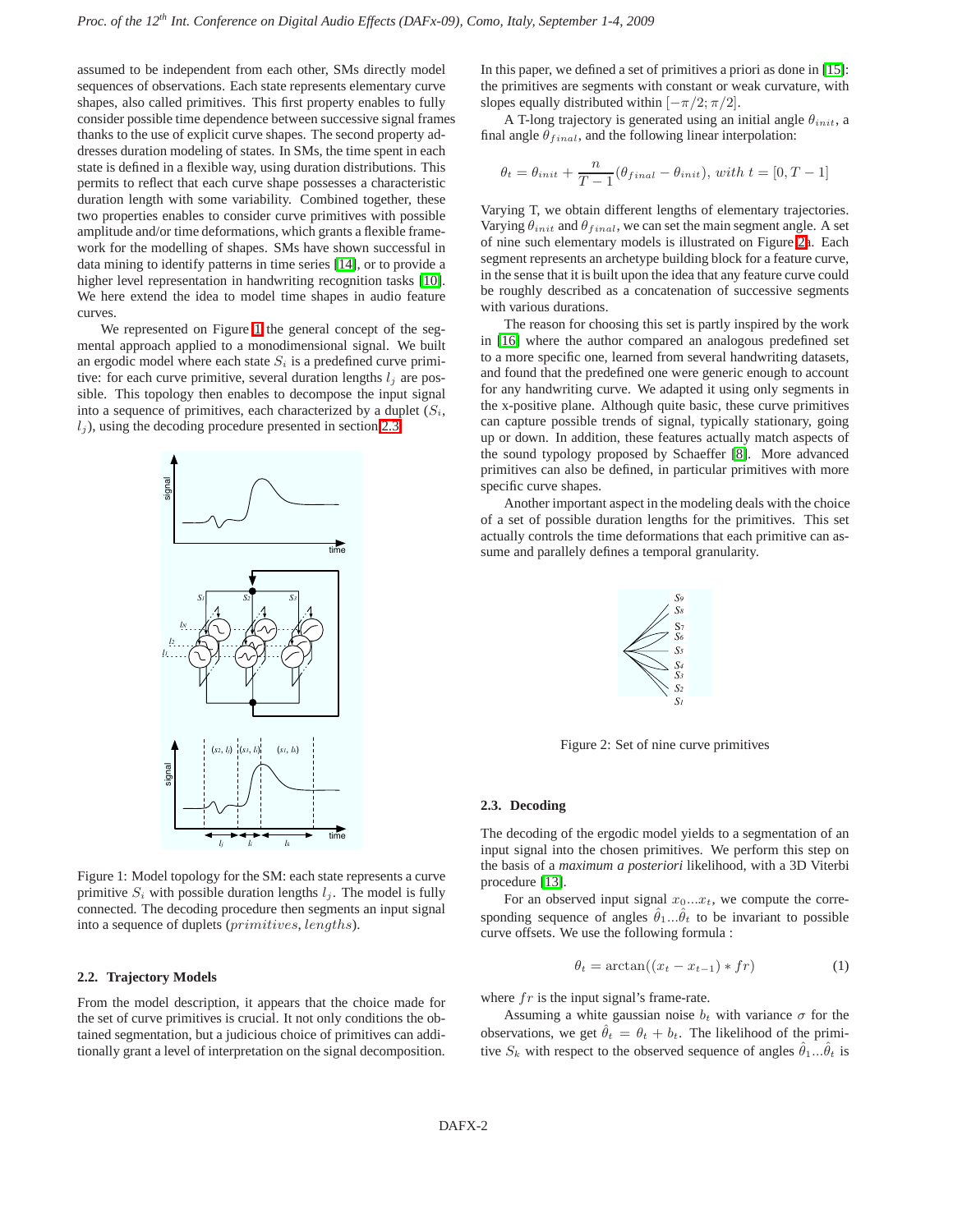assumed to be independent from each other, SMs directly model sequences of observations. Each state represents elementary curve shapes, also called primitives. This first property enables to fully consider possible time dependence between successive signal frames thanks to the use of explicit curve shapes. The second property addresses duration modeling of states. In SMs, the time spent in each state is defined in a flexible way, using duration distributions. This permits to reflect that each curve shape possesses a characteristic duration length with some variability. Combined together, these two properties enables to consider curve primitives with possible amplitude and/or time deformations, which grants a flexible framework for the modelling of shapes. SMs have shown successful in data mining to identify patterns in time series [14], or to provide a higher level representation in handwriting recognition tasks [10]. We here extend the idea to model time shapes in audio feature curves.

We represented on Figure 1 the general concept of the segmental approach applied to a monodimensional signal. We built an ergodic model where each state $S_i$ is a predefined curve primitive: for each curve primitive, several duration lengths $l_j$ are possible. This topology then enables to decompose the input signal into a sequence of primitives, each characterized by a duplet ($S_i$, $l_j$), using the decoding procedure presented in section 2.3.

Figure 1: Model topology for the SM: each state represents a curve primitive $S_i$ with possible duration lengths $l_j$. The model is fully connected. The decoding procedure then segments an input signal into a sequence of duplets ($primitives, lengths$).

### 2.2. Trajectory Models

From the model description, it appears that the choice made for the set of curve primitives is crucial. It not only conditions the obtained segmentation, but a judicious choice of primitives can additionally grant a level of interpretation on the signal decomposition.

In this paper, we defined a set of primitives a priori as done in [15]: the primitives are segments with constant or weak curvature, with slopes equally distributed within $[-\pi/2; \pi/2]$.

A T-long trajectory is generated using an initial angle $\theta_{init}$, a final angle $\theta_{final}$, and the following linear interpolation:

$$\theta_t = \theta_{init} + \frac{n}{T-1}(\theta_{final} - \theta_{init}),\ with\ t = [0, T-1]$$

Varying T, we obtain different lengths of elementary trajectories. Varying $\theta_{init}$ and $\theta_{final}$, we can set the main segment angle. A set of nine such elementary models is illustrated on Figure 2a. Each segment represents an archetype building block for a feature curve, in the sense that it is built upon the idea that any feature curve could be roughly described as a concatenation of successive segments with various durations.

The reason for choosing this set is partly inspired by the work in [16] where the author compared an analogous predefined set to a more specific one, learned from several handwriting datasets, and found that the predefined one were generic enough to account for any handwriting curve. We adapted it using only segments in the x-positive plane. Although quite basic, these curve primitives can capture possible trends of signal, typically stationary, going up or down. In addition, these features actually match aspects of the sound typology proposed by Schaeffer [8]. More advanced primitives can also be defined, in particular primitives with more specific curve shapes.

Another important aspect in the modeling deals with the choice of a set of possible duration lengths for the primitives. This set actually controls the time deformations that each primitive can assume and parallely defines a temporal granularity.

Figure 2: Set of nine curve primitives

### 2.3. Decoding

The decoding of the ergodic model yields to a segmentation of an input signal into the chosen primitives. We perform this step on the basis of a *maximum a posteriori* likelihood, with a 3D Viterbi procedure [13].

For an observed input signal $x_0...x_t$, we compute the corresponding sequence of angles $\hat{\theta}_1...\hat{\theta}_t$ to be invariant to possible curve offsets. We use the following formula :

$$\theta_t = \arctan((x_t - x_{t-1}) * fr) \tag{1}$$

where $fr$ is the input signal's frame-rate.

Assuming a white gaussian noise $b_t$ with variance $\sigma$ for the observations, we get $\hat{\theta}_t = \theta_t + b_t$. The likelihood of the primitive $S_k$ with respect to the observed sequence of angles $\hat{\theta}_1...\hat{\theta}_t$ is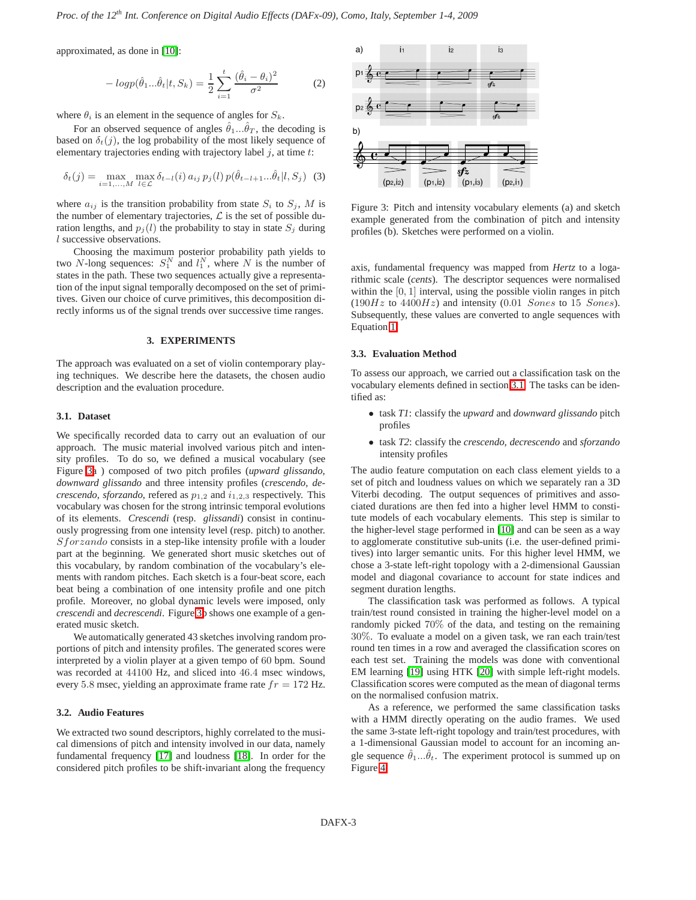approximated, as done in [10]:

$$-\log p(\hat{\theta}_1 ... \hat{\theta}_t | t, S_k) = \frac{1}{2} \sum_{i=1}^{t} \frac{(\hat{\theta}_i - \theta_i)^2}{\sigma^2} \tag{2}$$

where $\theta_i$ is an element in the sequence of angles for $S_k$.

For an observed sequence of angles $\hat{\theta}_1 ... \hat{\theta}_T$, the decoding is based on $\delta_t(j)$, the log probability of the most likely sequence of elementary trajectories ending with trajectory label $j$, at time $t$:

$$\delta_t(j) = \max_{i=1,...,M} \max_{l \in \mathcal{L}} \delta_{t-l}(i)\, a_{ij}\, p_j(l)\, p(\hat{\theta}_{t-l+1} ... \hat{\theta}_t | l, S_j) \tag{3}$$

where $a_{ij}$ is the transition probability from state $S_i$ to $S_j$, $M$ is the number of elementary trajectories, $\mathcal{L}$ is the set of possible duration lengths, and $p_j(l)$ the probability to stay in state $S_j$ during $l$ successive observations.

Choosing the maximum posterior probability path yields to two $N$-long sequences: $S_1^N$ and $l_1^N$, where $N$ is the number of states in the path. These two sequences actually give a representation of the input signal temporally decomposed on the set of primitives. Given our choice of curve primitives, this decomposition directly informs us of the signal trends over successive time ranges.

## 3. EXPERIMENTS

The approach was evaluated on a set of violin contemporary playing techniques. We describe here the datasets, the chosen audio description and the evaluation procedure.

### 3.1. Dataset

We specifically recorded data to carry out an evaluation of our approach. The music material involved various pitch and intensity profiles. To do so, we defined a musical vocabulary (see Figure 3a ) composed of two pitch profiles (*upward glissando, downward glissando* and three intensity profiles (*crescendo, decrescendo, sforzando*, refered as $p_{1,2}$ and $i_{1,2,3}$ respectively. This vocabulary was chosen for the strong intrinsic temporal evolutions of its elements. *Crescendi* (resp. *glissandi*) consist in continuously progressing from one intensity level (resp. pitch) to another. *Sforzando* consists in a step-like intensity profile with a louder part at the beginning. We generated short music sketches out of this vocabulary, by random combination of the vocabulary's elements with random pitches. Each sketch is a four-beat score, each beat being a combination of one intensity profile and one pitch profile. Moreover, no global dynamic levels were imposed, only *crescendi* and *decrescendi*. Figure 3b shows one example of a generated music sketch.

We automatically generated 43 sketches involving random proportions of pitch and intensity profiles. The generated scores were interpreted by a violin player at a given tempo of 60 bpm. Sound was recorded at 44100 Hz, and sliced into 46.4 msec windows, every 5.8 msec, yielding an approximate frame rate $fr$ = 172 Hz.

### 3.2. Audio Features

We extracted two sound descriptors, highly correlated to the musical dimensions of pitch and intensity involved in our data, namely fundamental frequency [17] and loudness [18]. In order for the considered pitch profiles to be shift-invariant along the frequency axis, fundamental frequency was mapped from *Hertz* to a logarithmic scale (*cents*). The descriptor sequences were normalised within the $[0, 1]$ interval, using the possible violin ranges in pitch ($190Hz$ to $4400Hz$) and intensity ($0.01$ $Sones$ to $15$ $Sones$). Subsequently, these values are converted to angle sequences with Equation 1.

Figure 3: Pitch and intensity vocabulary elements (a) and sketch example generated from the combination of pitch and intensity profiles (b). Sketches were performed on a violin.

### 3.3. Evaluation Method

To assess our approach, we carried out a classification task on the vocabulary elements defined in section 3.1. The tasks can be identified as:

- task *T1*: classify the *upward* and *downward glissando* pitch profiles
- task *T2*: classify the *crescendo, decrescendo* and *sforzando* intensity profiles

The audio feature computation on each class element yields to a set of pitch and loudness values on which we separately ran a 3D Viterbi decoding. The output sequences of primitives and associated durations are then fed into a higher level HMM to constitute models of each vocabulary elements. This step is similar to the higher-level stage performed in [10] and can be seen as a way to agglomerate constitutive sub-units (i.e. the user-defined primitives) into larger semantic units. For this higher level HMM, we chose a 3-state left-right topology with a 2-dimensional Gaussian model and diagonal covariance to account for state indices and segment duration lengths.

The classification task was performed as follows. A typical train/test round consisted in training the higher-level model on a randomly picked 70% of the data, and testing on the remaining 30%. To evaluate a model on a given task, we ran each train/test round ten times in a row and averaged the classification scores on each test set. Training the models was done with conventional EM learning [19] using HTK [20] with simple left-right models. Classification scores were computed as the mean of diagonal terms on the normalised confusion matrix.

As a reference, we performed the same classification tasks with a HMM directly operating on the audio frames. We used the same 3-state left-right topology and train/test procedures, with a 1-dimensional Gaussian model to account for an incoming angle sequence $\hat{\theta}_1 ... \hat{\theta}_t$. The experiment protocol is summed up on Figure 4.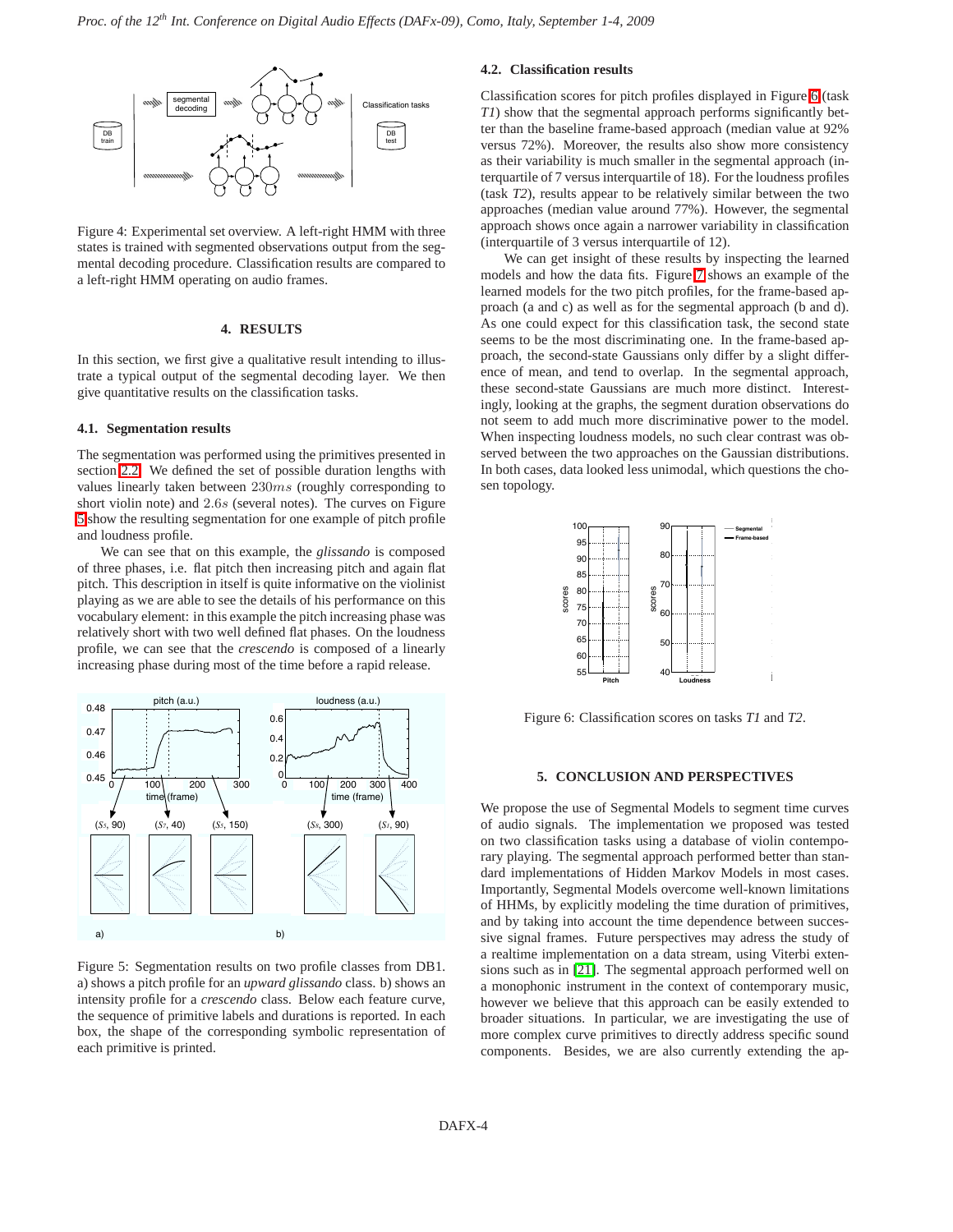Figure 4: Experimental set overview. A left-right HMM with three states is trained with segmented observations output from the segmental decoding procedure. Classification results are compared to a left-right HMM operating on audio frames.

## 4. RESULTS

In this section, we first give a qualitative result intending to illustrate a typical output of the segmental decoding layer. We then give quantitative results on the classification tasks.

### 4.1. Segmentation results

The segmentation was performed using the primitives presented in section 2.2. We defined the set of possible duration lengths with values linearly taken between $230ms$ (roughly corresponding to short violin note) and $2.6s$ (several notes). The curves on Figure 5 show the resulting segmentation for one example of pitch profile and loudness profile.

We can see that on this example, the *glissando* is composed of three phases, i.e. flat pitch then increasing pitch and again flat pitch. This description in itself is quite informative on the violinist playing as we are able to see the details of his performance on this vocabulary element: in this example the pitch increasing phase was relatively short with two well defined flat phases. On the loudness profile, we can see that the *crescendo* is composed of a linearly increasing phase during most of the time before a rapid release.

Figure 5: Segmentation results on two profile classes from DB1. a) shows a pitch profile for an *upward glissando* class. b) shows an intensity profile for a *crescendo* class. Below each feature curve, the sequence of primitive labels and durations is reported. In each box, the shape of the corresponding symbolic representation of each primitive is printed.

### 4.2. Classification results

Classification scores for pitch profiles displayed in Figure 6 (task *T1*) show that the segmental approach performs significantly better than the baseline frame-based approach (median value at 92% versus 72%). Moreover, the results also show more consistency as their variability is much smaller in the segmental approach (interquartile of 7 versus interquartile of 18). For the loudness profiles (task *T2*), results appear to be relatively similar between the two approaches (median value around 77%). However, the segmental approach shows once again a narrower variability in classification (interquartile of 3 versus interquartile of 12).

We can get insight of these results by inspecting the learned models and how the data fits. Figure 7 shows an example of the learned models for the two pitch profiles, for the frame-based approach (a and c) as well as for the segmental approach (b and d). As one could expect for this classification task, the second state seems to be the most discriminating one. In the frame-based approach, the second-state Gaussians only differ by a slight difference of mean, and tend to overlap. In the segmental approach, these second-state Gaussians are much more distinct. Interestingly, looking at the graphs, the segment duration observations do not seem to add much more discriminative power to the model. When inspecting loudness models, no such clear contrast was observed between the two approaches on the Gaussian distributions. In both cases, data looked less unimodal, which questions the chosen topology.

Figure 6: Classification scores on tasks *T1* and *T2*.

## 5. CONCLUSION AND PERSPECTIVES

We propose the use of Segmental Models to segment time curves of audio signals. The implementation we proposed was tested on two classification tasks using a database of violin contemporary playing. The segmental approach performed better than standard implementations of Hidden Markov Models in most cases. Importantly, Segmental Models overcome well-known limitations of HHMs, by explicitly modeling the time duration of primitives, and by taking into account the time dependence between successive signal frames. Future perspectives may adress the study of a realtime implementation on a data stream, using Viterbi extensions such as in [21]. The segmental approach performed well on a monophonic instrument in the context of contemporary music, however we believe that this approach can be easily extended to broader situations. In particular, we are investigating the use of more complex curve primitives to directly address specific sound components. Besides, we are also currently extending the ap-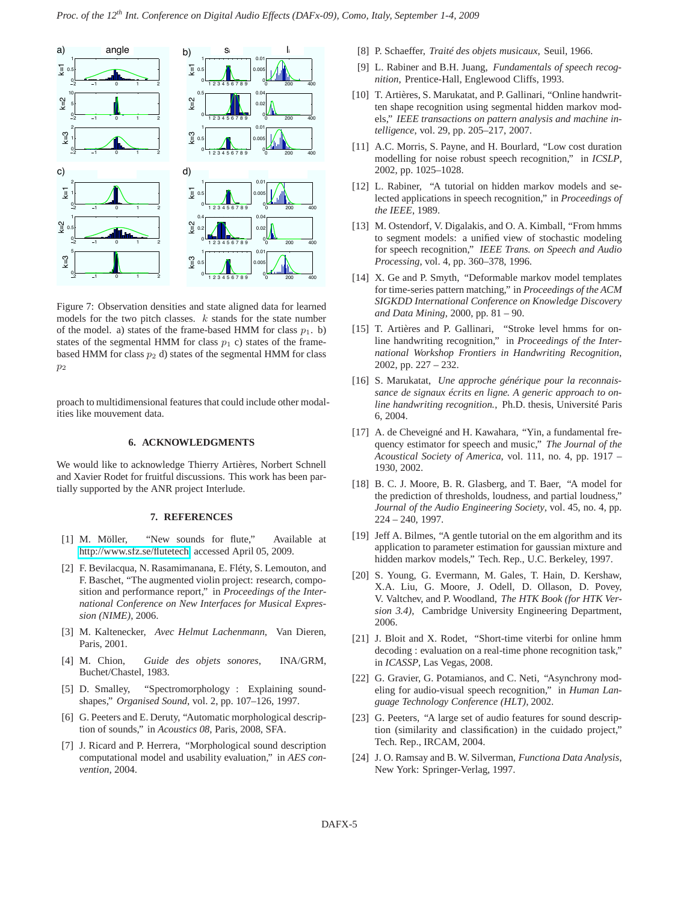Figure 7: Observation densities and state aligned data for learned models for the two pitch classes. $k$ stands for the state number of the model. a) states of the frame-based HMM for class $p_1$. b) states of the segmental HMM for class $p_1$ c) states of the frame-based HMM for class $p_2$ d) states of the segmental HMM for class $p_2$

proach to multidimensional features that could include other modalities like mouvement data.

## 6. ACKNOWLEDGMENTS

We would like to acknowledge Thierry Artières, Norbert Schnell and Xavier Rodet for fruitful discussions. This work has been partially supported by the ANR project Interlude.

## 7. REFERENCES

[1] M. Möller, "New sounds for flute," Available at http://www.sfz.se/flutetech, accessed April 05, 2009.

[2] F. Bevilacqua, N. Rasamimanana, E. Fléty, S. Lemouton, and F. Baschet, "The augmented violin project: research, composition and performance report," in *Proceedings of the International Conference on New Interfaces for Musical Expression (NIME)*, 2006.

[3] M. Kaltenecker, *Avec Helmut Lachenmann*, Van Dieren, Paris, 2001.

[4] M. Chion, *Guide des objets sonores*, INA/GRM, Buchet/Chastel, 1983.

[5] D. Smalley, "Spectromorphology : Explaining sound-shapes," *Organised Sound*, vol. 2, pp. 107–126, 1997.

[6] G. Peeters and E. Deruty, "Automatic morphological description of sounds," in *Acoustics 08*, Paris, 2008, SFA.

[7] J. Ricard and P. Herrera, "Morphological sound description computational model and usability evaluation," in *AES convention*, 2004.

[8] P. Schaeffer, *Traité des objets musicaux*, Seuil, 1966.

[9] L. Rabiner and B.H. Juang, *Fundamentals of speech recognition*, Prentice-Hall, Englewood Cliffs, 1993.

[10] T. Artières, S. Marukatat, and P. Gallinari, "Online handwritten shape recognition using segmental hidden markov models," *IEEE transactions on pattern analysis and machine intelligence*, vol. 29, pp. 205–217, 2007.

[11] A.C. Morris, S. Payne, and H. Bourlard, "Low cost duration modelling for noise robust speech recognition," in *ICSLP*, 2002, pp. 1025–1028.

[12] L. Rabiner, "A tutorial on hidden markov models and selected applications in speech recognition," in *Proceedings of the IEEE*, 1989.

[13] M. Ostendorf, V. Digalakis, and O. A. Kimball, "From hmms to segment models: a unified view of stochastic modeling for speech recognition," *IEEE Trans. on Speech and Audio Processing*, vol. 4, pp. 360–378, 1996.

[14] X. Ge and P. Smyth, "Deformable markov model templates for time-series pattern matching," in *Proceedings of the ACM SIGKDD International Conference on Knowledge Discovery and Data Mining*, 2000, pp. 81 – 90.

[15] T. Artières and P. Gallinari, "Stroke level hmms for online handwriting recognition," in *Proceedings of the International Workshop Frontiers in Handwriting Recognition*, 2002, pp. 227 – 232.

[16] S. Marukatat, *Une approche générique pour la reconnaissance de signaux écrits en ligne. A generic approach to online handwriting recognition.*, Ph.D. thesis, Université Paris 6, 2004.

[17] A. de Cheveigné and H. Kawahara, "Yin, a fundamental frequency estimator for speech and music," *The Journal of the Acoustical Society of America*, vol. 111, no. 4, pp. 1917 – 1930, 2002.

[18] B. C. J. Moore, B. R. Glasberg, and T. Baer, "A model for the prediction of thresholds, loudness, and partial loudness," *Journal of the Audio Engineering Society*, vol. 45, no. 4, pp. 224 – 240, 1997.

[19] Jeff A. Bilmes, "A gentle tutorial on the em algorithm and its application to parameter estimation for gaussian mixture and hidden markov models," Tech. Rep., U.C. Berkeley, 1997.

[20] S. Young, G. Evermann, M. Gales, T. Hain, D. Kershaw, X.A. Liu, G. Moore, J. Odell, D. Ollason, D. Povey, V. Valtchev, and P. Woodland, *The HTK Book (for HTK Version 3.4)*, Cambridge University Engineering Department, 2006.

[21] J. Bloit and X. Rodet, "Short-time viterbi for online hmm decoding : evaluation on a real-time phone recognition task," in *ICASSP*, Las Vegas, 2008.

[22] G. Gravier, G. Potamianos, and C. Neti, "Asynchrony modeling for audio-visual speech recognition," in *Human Language Technology Conference (HLT)*, 2002.

[23] G. Peeters, "A large set of audio features for sound description (similarity and classification) in the cuidado project," Tech. Rep., IRCAM, 2004.

[24] J. O. Ramsay and B. W. Silverman, *Functiona Data Analysis*, New York: Springer-Verlag, 1997.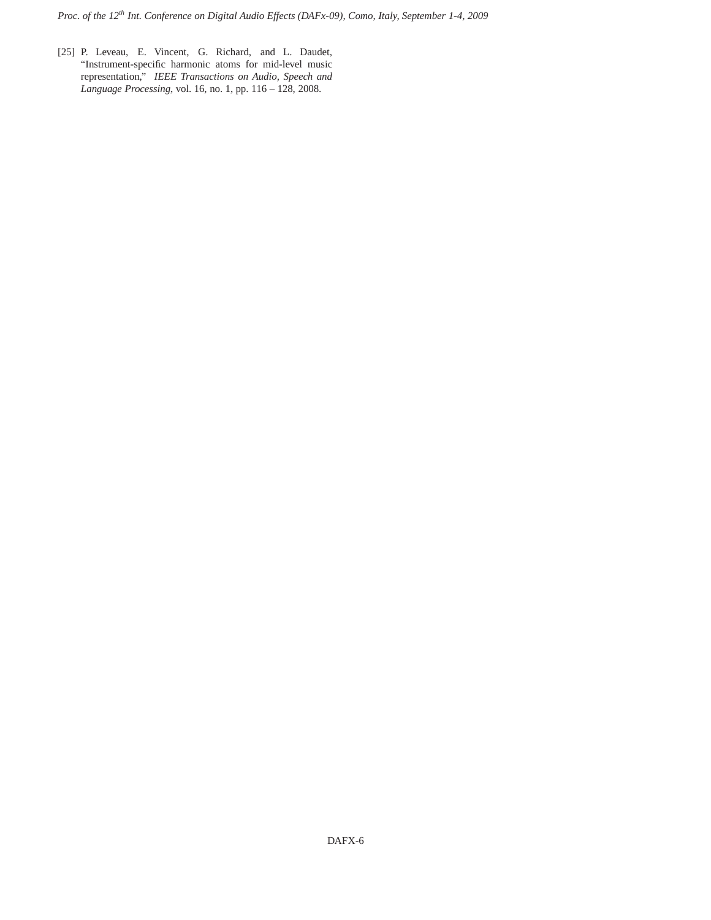[25] P. Leveau, E. Vincent, G. Richard, and L. Daudet, "Instrument-specific harmonic atoms for mid-level music representation," *IEEE Transactions on Audio, Speech and Language Processing*, vol. 16, no. 1, pp. 116 – 128, 2008.